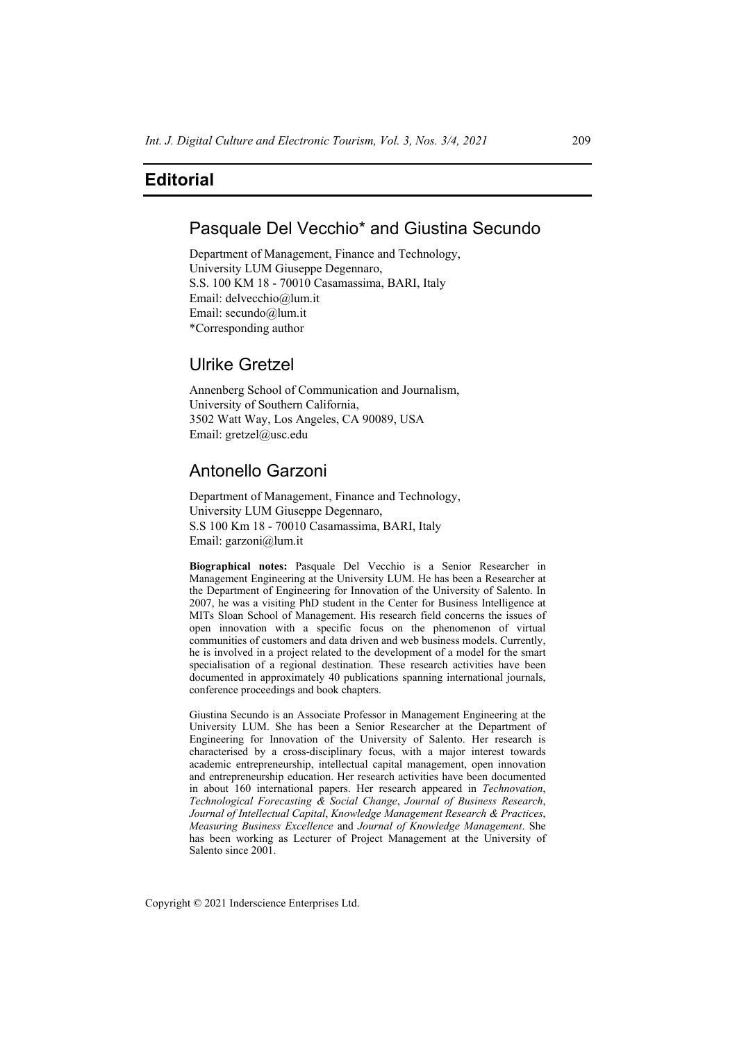# Editorial

## Pasquale Del Vecchio* and Giustina Secundo

Department of Management, Finance and Technology,
University LUM Giuseppe Degennaro,
S.S. 100 KM 18 - 70010 Casamassima, BARI, Italy
Email: delvecchio@lum.it
Email: secundo@lum.it
*Corresponding author

## Ulrike Gretzel

Annenberg School of Communication and Journalism,
University of Southern California,
3502 Watt Way, Los Angeles, CA 90089, USA
Email: gretzel@usc.edu

## Antonello Garzoni

Department of Management, Finance and Technology,
University LUM Giuseppe Degennaro,
S.S 100 Km 18 - 70010 Casamassima, BARI, Italy
Email: garzoni@lum.it

**Biographical notes:** Pasquale Del Vecchio is a Senior Researcher in Management Engineering at the University LUM. He has been a Researcher at the Department of Engineering for Innovation of the University of Salento. In 2007, he was a visiting PhD student in the Center for Business Intelligence at MITs Sloan School of Management. His research field concerns the issues of open innovation with a specific focus on the phenomenon of virtual communities of customers and data driven and web business models. Currently, he is involved in a project related to the development of a model for the smart specialisation of a regional destination. These research activities have been documented in approximately 40 publications spanning international journals, conference proceedings and book chapters.

Giustina Secundo is an Associate Professor in Management Engineering at the University LUM. She has been a Senior Researcher at the Department of Engineering for Innovation of the University of Salento. Her research is characterised by a cross-disciplinary focus, with a major interest towards academic entrepreneurship, intellectual capital management, open innovation and entrepreneurship education. Her research activities have been documented in about 160 international papers. Her research appeared in *Technovation*, *Technological Forecasting & Social Change*, *Journal of Business Research*, *Journal of Intellectual Capital*, *Knowledge Management Research & Practices*, *Measuring Business Excellence* and *Journal of Knowledge Management*. She has been working as Lecturer of Project Management at the University of Salento since 2001.

Copyright © 2021 Inderscience Enterprises Ltd.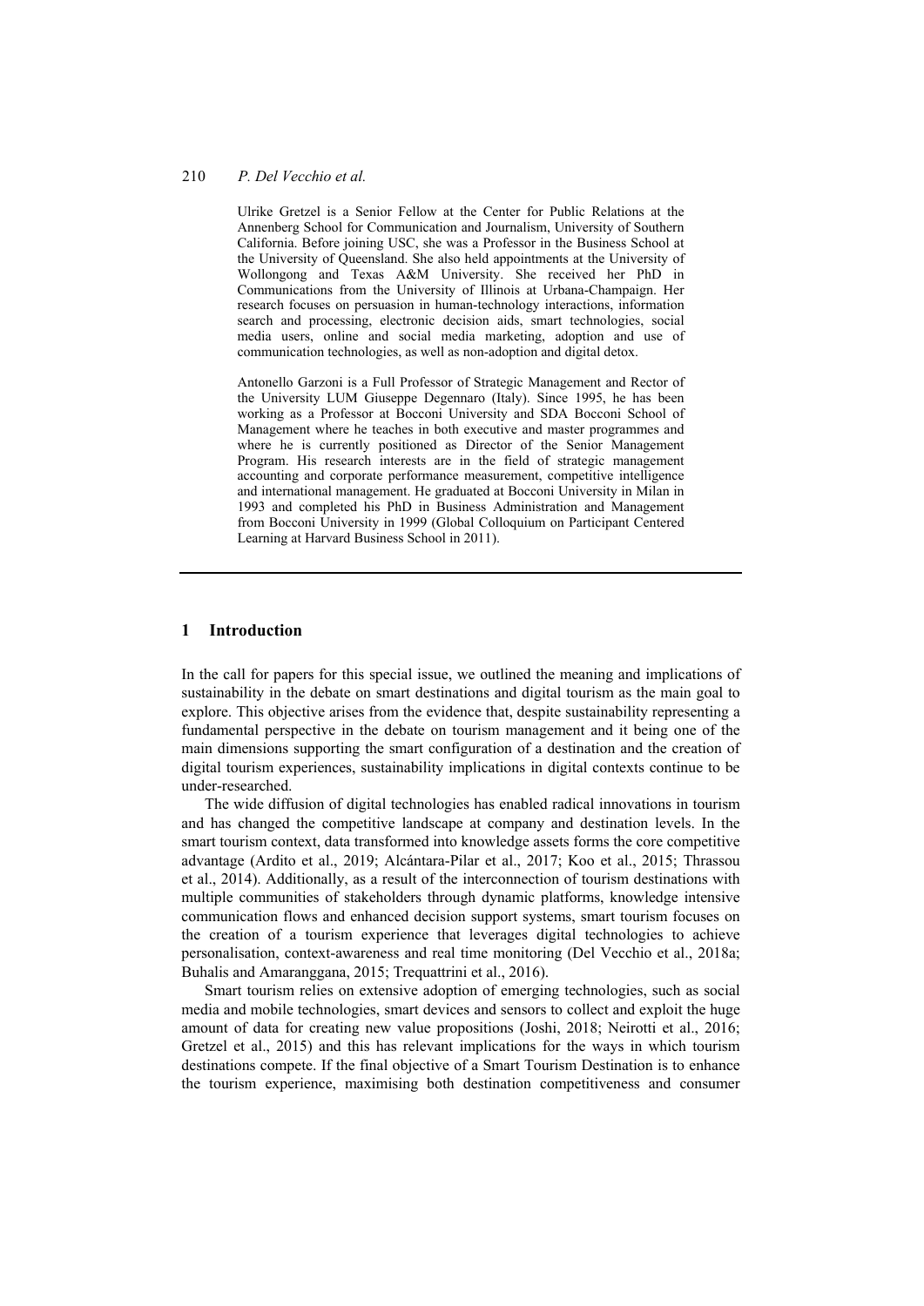Ulrike Gretzel is a Senior Fellow at the Center for Public Relations at the Annenberg School for Communication and Journalism, University of Southern California. Before joining USC, she was a Professor in the Business School at the University of Queensland. She also held appointments at the University of Wollongong and Texas A&M University. She received her PhD in Communications from the University of Illinois at Urbana-Champaign. Her research focuses on persuasion in human-technology interactions, information search and processing, electronic decision aids, smart technologies, social media users, online and social media marketing, adoption and use of communication technologies, as well as non-adoption and digital detox.

Antonello Garzoni is a Full Professor of Strategic Management and Rector of the University LUM Giuseppe Degennaro (Italy). Since 1995, he has been working as a Professor at Bocconi University and SDA Bocconi School of Management where he teaches in both executive and master programmes and where he is currently positioned as Director of the Senior Management Program. His research interests are in the field of strategic management accounting and corporate performance measurement, competitive intelligence and international management. He graduated at Bocconi University in Milan in 1993 and completed his PhD in Business Administration and Management from Bocconi University in 1999 (Global Colloquium on Participant Centered Learning at Harvard Business School in 2011).

## 1 Introduction

In the call for papers for this special issue, we outlined the meaning and implications of sustainability in the debate on smart destinations and digital tourism as the main goal to explore. This objective arises from the evidence that, despite sustainability representing a fundamental perspective in the debate on tourism management and it being one of the main dimensions supporting the smart configuration of a destination and the creation of digital tourism experiences, sustainability implications in digital contexts continue to be under-researched.

The wide diffusion of digital technologies has enabled radical innovations in tourism and has changed the competitive landscape at company and destination levels. In the smart tourism context, data transformed into knowledge assets forms the core competitive advantage (Ardito et al., 2019; Alcántara-Pilar et al., 2017; Koo et al., 2015; Thrassou et al., 2014). Additionally, as a result of the interconnection of tourism destinations with multiple communities of stakeholders through dynamic platforms, knowledge intensive communication flows and enhanced decision support systems, smart tourism focuses on the creation of a tourism experience that leverages digital technologies to achieve personalisation, context-awareness and real time monitoring (Del Vecchio et al., 2018a; Buhalis and Amaranggana, 2015; Trequattrini et al., 2016).

Smart tourism relies on extensive adoption of emerging technologies, such as social media and mobile technologies, smart devices and sensors to collect and exploit the huge amount of data for creating new value propositions (Joshi, 2018; Neirotti et al., 2016; Gretzel et al., 2015) and this has relevant implications for the ways in which tourism destinations compete. If the final objective of a Smart Tourism Destination is to enhance the tourism experience, maximising both destination competitiveness and consumer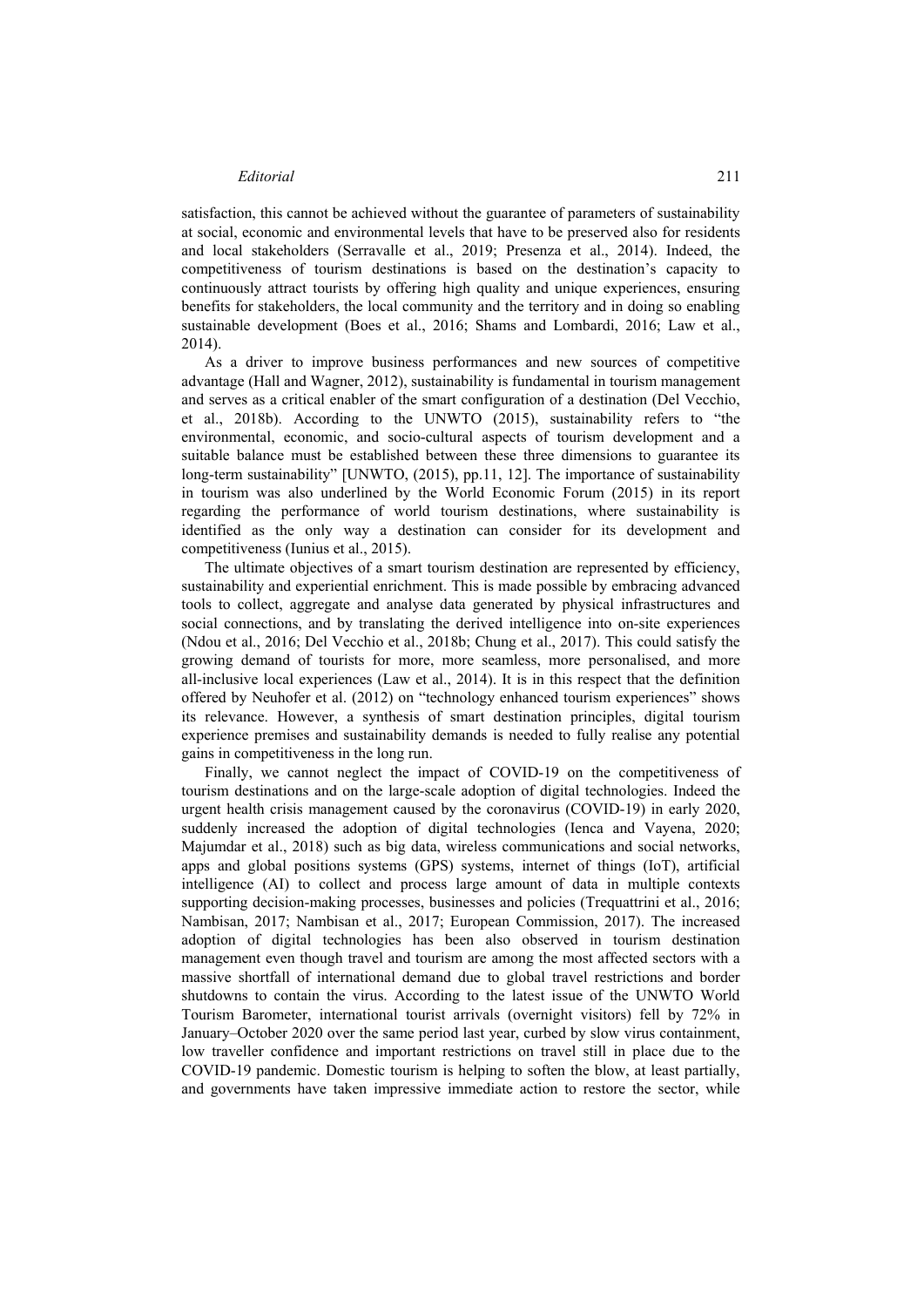satisfaction, this cannot be achieved without the guarantee of parameters of sustainability at social, economic and environmental levels that have to be preserved also for residents and local stakeholders (Serravalle et al., 2019; Presenza et al., 2014). Indeed, the competitiveness of tourism destinations is based on the destination's capacity to continuously attract tourists by offering high quality and unique experiences, ensuring benefits for stakeholders, the local community and the territory and in doing so enabling sustainable development (Boes et al., 2016; Shams and Lombardi, 2016; Law et al., 2014).

As a driver to improve business performances and new sources of competitive advantage (Hall and Wagner, 2012), sustainability is fundamental in tourism management and serves as a critical enabler of the smart configuration of a destination (Del Vecchio, et al., 2018b). According to the UNWTO (2015), sustainability refers to "the environmental, economic, and socio-cultural aspects of tourism development and a suitable balance must be established between these three dimensions to guarantee its long-term sustainability" [UNWTO, (2015), pp.11, 12]. The importance of sustainability in tourism was also underlined by the World Economic Forum (2015) in its report regarding the performance of world tourism destinations, where sustainability is identified as the only way a destination can consider for its development and competitiveness (Iunius et al., 2015).

The ultimate objectives of a smart tourism destination are represented by efficiency, sustainability and experiential enrichment. This is made possible by embracing advanced tools to collect, aggregate and analyse data generated by physical infrastructures and social connections, and by translating the derived intelligence into on-site experiences (Ndou et al., 2016; Del Vecchio et al., 2018b; Chung et al., 2017). This could satisfy the growing demand of tourists for more, more seamless, more personalised, and more all-inclusive local experiences (Law et al., 2014). It is in this respect that the definition offered by Neuhofer et al. (2012) on "technology enhanced tourism experiences" shows its relevance. However, a synthesis of smart destination principles, digital tourism experience premises and sustainability demands is needed to fully realise any potential gains in competitiveness in the long run.

Finally, we cannot neglect the impact of COVID-19 on the competitiveness of tourism destinations and on the large-scale adoption of digital technologies. Indeed the urgent health crisis management caused by the coronavirus (COVID-19) in early 2020, suddenly increased the adoption of digital technologies (Ienca and Vayena, 2020; Majumdar et al., 2018) such as big data, wireless communications and social networks, apps and global positions systems (GPS) systems, internet of things (IoT), artificial intelligence (AI) to collect and process large amount of data in multiple contexts supporting decision-making processes, businesses and policies (Trequattrini et al., 2016; Nambisan, 2017; Nambisan et al., 2017; European Commission, 2017). The increased adoption of digital technologies has been also observed in tourism destination management even though travel and tourism are among the most affected sectors with a massive shortfall of international demand due to global travel restrictions and border shutdowns to contain the virus. According to the latest issue of the UNWTO World Tourism Barometer, international tourist arrivals (overnight visitors) fell by 72% in January–October 2020 over the same period last year, curbed by slow virus containment, low traveller confidence and important restrictions on travel still in place due to the COVID-19 pandemic. Domestic tourism is helping to soften the blow, at least partially, and governments have taken impressive immediate action to restore the sector, while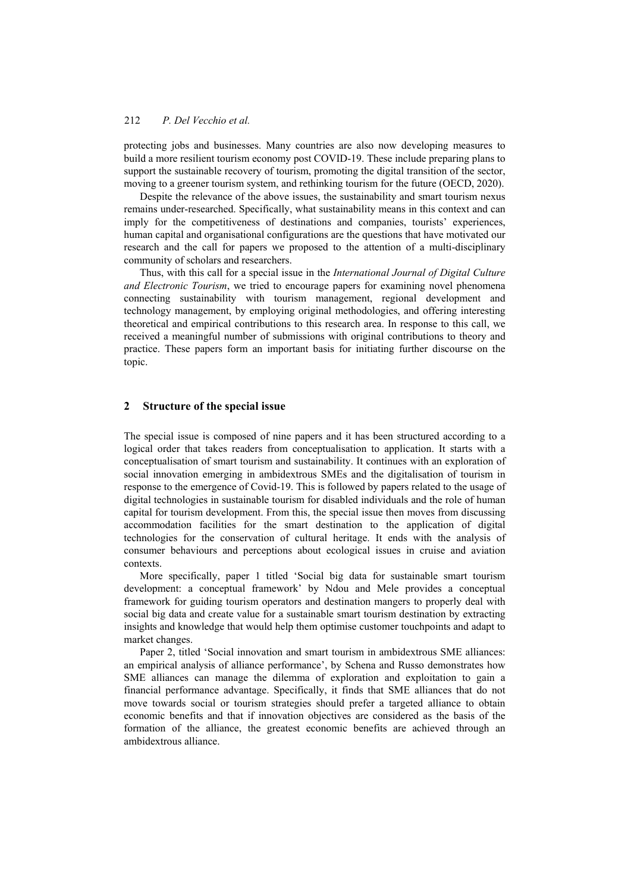protecting jobs and businesses. Many countries are also now developing measures to build a more resilient tourism economy post COVID-19. These include preparing plans to support the sustainable recovery of tourism, promoting the digital transition of the sector, moving to a greener tourism system, and rethinking tourism for the future (OECD, 2020).

Despite the relevance of the above issues, the sustainability and smart tourism nexus remains under-researched. Specifically, what sustainability means in this context and can imply for the competitiveness of destinations and companies, tourists' experiences, human capital and organisational configurations are the questions that have motivated our research and the call for papers we proposed to the attention of a multi-disciplinary community of scholars and researchers.

Thus, with this call for a special issue in the *International Journal of Digital Culture and Electronic Tourism*, we tried to encourage papers for examining novel phenomena connecting sustainability with tourism management, regional development and technology management, by employing original methodologies, and offering interesting theoretical and empirical contributions to this research area. In response to this call, we received a meaningful number of submissions with original contributions to theory and practice. These papers form an important basis for initiating further discourse on the topic.

## 2 Structure of the special issue

The special issue is composed of nine papers and it has been structured according to a logical order that takes readers from conceptualisation to application. It starts with a conceptualisation of smart tourism and sustainability. It continues with an exploration of social innovation emerging in ambidextrous SMEs and the digitalisation of tourism in response to the emergence of Covid-19. This is followed by papers related to the usage of digital technologies in sustainable tourism for disabled individuals and the role of human capital for tourism development. From this, the special issue then moves from discussing accommodation facilities for the smart destination to the application of digital technologies for the conservation of cultural heritage. It ends with the analysis of consumer behaviours and perceptions about ecological issues in cruise and aviation contexts.

More specifically, paper 1 titled 'Social big data for sustainable smart tourism development: a conceptual framework' by Ndou and Mele provides a conceptual framework for guiding tourism operators and destination mangers to properly deal with social big data and create value for a sustainable smart tourism destination by extracting insights and knowledge that would help them optimise customer touchpoints and adapt to market changes.

Paper 2, titled 'Social innovation and smart tourism in ambidextrous SME alliances: an empirical analysis of alliance performance', by Schena and Russo demonstrates how SME alliances can manage the dilemma of exploration and exploitation to gain a financial performance advantage. Specifically, it finds that SME alliances that do not move towards social or tourism strategies should prefer a targeted alliance to obtain economic benefits and that if innovation objectives are considered as the basis of the formation of the alliance, the greatest economic benefits are achieved through an ambidextrous alliance.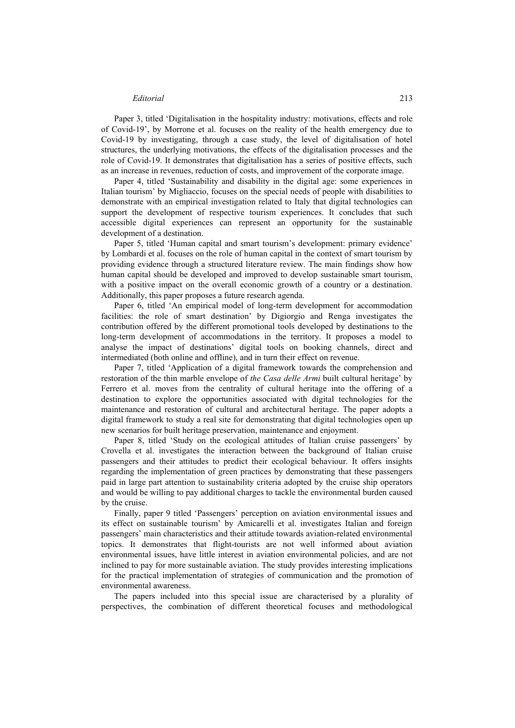Paper 3, titled 'Digitalisation in the hospitality industry: motivations, effects and role of Covid-19', by Morrone et al. focuses on the reality of the health emergency due to Covid-19 by investigating, through a case study, the level of digitalisation of hotel structures, the underlying motivations, the effects of the digitalisation processes and the role of Covid-19. It demonstrates that digitalisation has a series of positive effects, such as an increase in revenues, reduction of costs, and improvement of the corporate image.

Paper 4, titled 'Sustainability and disability in the digital age: some experiences in Italian tourism' by Migliaccio, focuses on the special needs of people with disabilities to demonstrate with an empirical investigation related to Italy that digital technologies can support the development of respective tourism experiences. It concludes that such accessible digital experiences can represent an opportunity for the sustainable development of a destination.

Paper 5, titled 'Human capital and smart tourism's development: primary evidence' by Lombardi et al. focuses on the role of human capital in the context of smart tourism by providing evidence through a structured literature review. The main findings show how human capital should be developed and improved to develop sustainable smart tourism, with a positive impact on the overall economic growth of a country or a destination. Additionally, this paper proposes a future research agenda.

Paper 6, titled 'An empirical model of long-term development for accommodation facilities: the role of smart destination' by Digiorgio and Renga investigates the contribution offered by the different promotional tools developed by destinations to the long-term development of accommodations in the territory. It proposes a model to analyse the impact of destinations' digital tools on booking channels, direct and intermediated (both online and offline), and in turn their effect on revenue.

Paper 7, titled 'Application of a digital framework towards the comprehension and restoration of the thin marble envelope of *the Casa delle Armi* built cultural heritage' by Ferrero et al. moves from the centrality of cultural heritage into the offering of a destination to explore the opportunities associated with digital technologies for the maintenance and restoration of cultural and architectural heritage. The paper adopts a digital framework to study a real site for demonstrating that digital technologies open up new scenarios for built heritage preservation, maintenance and enjoyment.

Paper 8, titled 'Study on the ecological attitudes of Italian cruise passengers' by Crovella et al. investigates the interaction between the background of Italian cruise passengers and their attitudes to predict their ecological behaviour. It offers insights regarding the implementation of green practices by demonstrating that these passengers paid in large part attention to sustainability criteria adopted by the cruise ship operators and would be willing to pay additional charges to tackle the environmental burden caused by the cruise.

Finally, paper 9 titled 'Passengers' perception on aviation environmental issues and its effect on sustainable tourism' by Amicarelli et al. investigates Italian and foreign passengers' main characteristics and their attitude towards aviation-related environmental topics. It demonstrates that flight-tourists are not well informed about aviation environmental issues, have little interest in aviation environmental policies, and are not inclined to pay for more sustainable aviation. The study provides interesting implications for the practical implementation of strategies of communication and the promotion of environmental awareness.

The papers included into this special issue are characterised by a plurality of perspectives, the combination of different theoretical focuses and methodological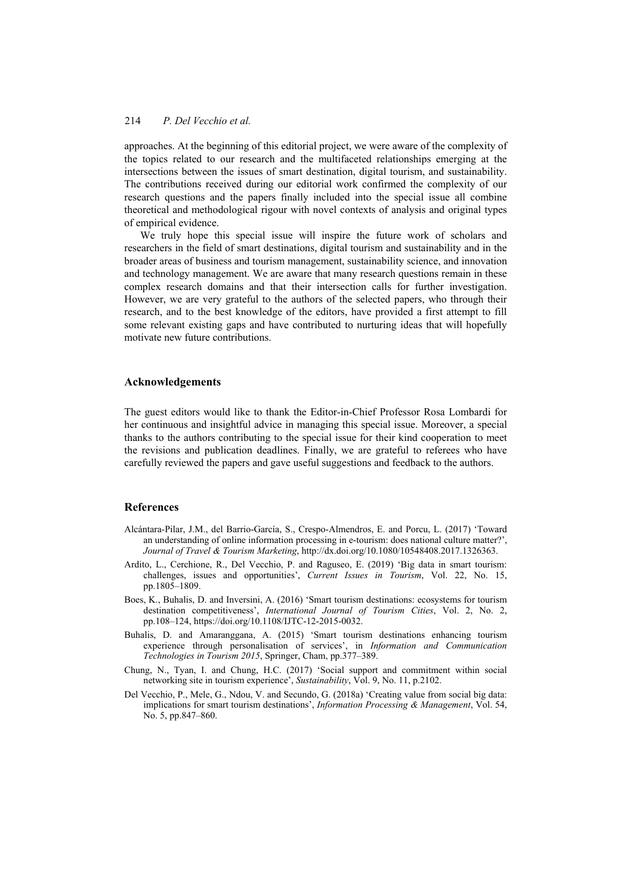approaches. At the beginning of this editorial project, we were aware of the complexity of the topics related to our research and the multifaceted relationships emerging at the intersections between the issues of smart destination, digital tourism, and sustainability. The contributions received during our editorial work confirmed the complexity of our research questions and the papers finally included into the special issue all combine theoretical and methodological rigour with novel contexts of analysis and original types of empirical evidence.

We truly hope this special issue will inspire the future work of scholars and researchers in the field of smart destinations, digital tourism and sustainability and in the broader areas of business and tourism management, sustainability science, and innovation and technology management. We are aware that many research questions remain in these complex research domains and that their intersection calls for further investigation. However, we are very grateful to the authors of the selected papers, who through their research, and to the best knowledge of the editors, have provided a first attempt to fill some relevant existing gaps and have contributed to nurturing ideas that will hopefully motivate new future contributions.

## Acknowledgements

The guest editors would like to thank the Editor-in-Chief Professor Rosa Lombardi for her continuous and insightful advice in managing this special issue. Moreover, a special thanks to the authors contributing to the special issue for their kind cooperation to meet the revisions and publication deadlines. Finally, we are grateful to referees who have carefully reviewed the papers and gave useful suggestions and feedback to the authors.

## References

Alcántara-Pilar, J.M., del Barrio-García, S., Crespo-Almendros, E. and Porcu, L. (2017) 'Toward an understanding of online information processing in e-tourism: does national culture matter?', *Journal of Travel & Tourism Marketing*, http://dx.doi.org/10.1080/10548408.2017.1326363.

Ardito, L., Cerchione, R., Del Vecchio, P. and Raguseo, E. (2019) 'Big data in smart tourism: challenges, issues and opportunities', *Current Issues in Tourism*, Vol. 22, No. 15, pp.1805–1809.

Boes, K., Buhalis, D. and Inversini, A. (2016) 'Smart tourism destinations: ecosystems for tourism destination competitiveness', *International Journal of Tourism Cities*, Vol. 2, No. 2, pp.108–124, https://doi.org/10.1108/IJTC-12-2015-0032.

Buhalis, D. and Amaranggana, A. (2015) 'Smart tourism destinations enhancing tourism experience through personalisation of services', in *Information and Communication Technologies in Tourism 2015*, Springer, Cham, pp.377–389.

Chung, N., Tyan, I. and Chung, H.C. (2017) 'Social support and commitment within social networking site in tourism experience', *Sustainability*, Vol. 9, No. 11, p.2102.

Del Vecchio, P., Mele, G., Ndou, V. and Secundo, G. (2018a) 'Creating value from social big data: implications for smart tourism destinations', *Information Processing & Management*, Vol. 54, No. 5, pp.847–860.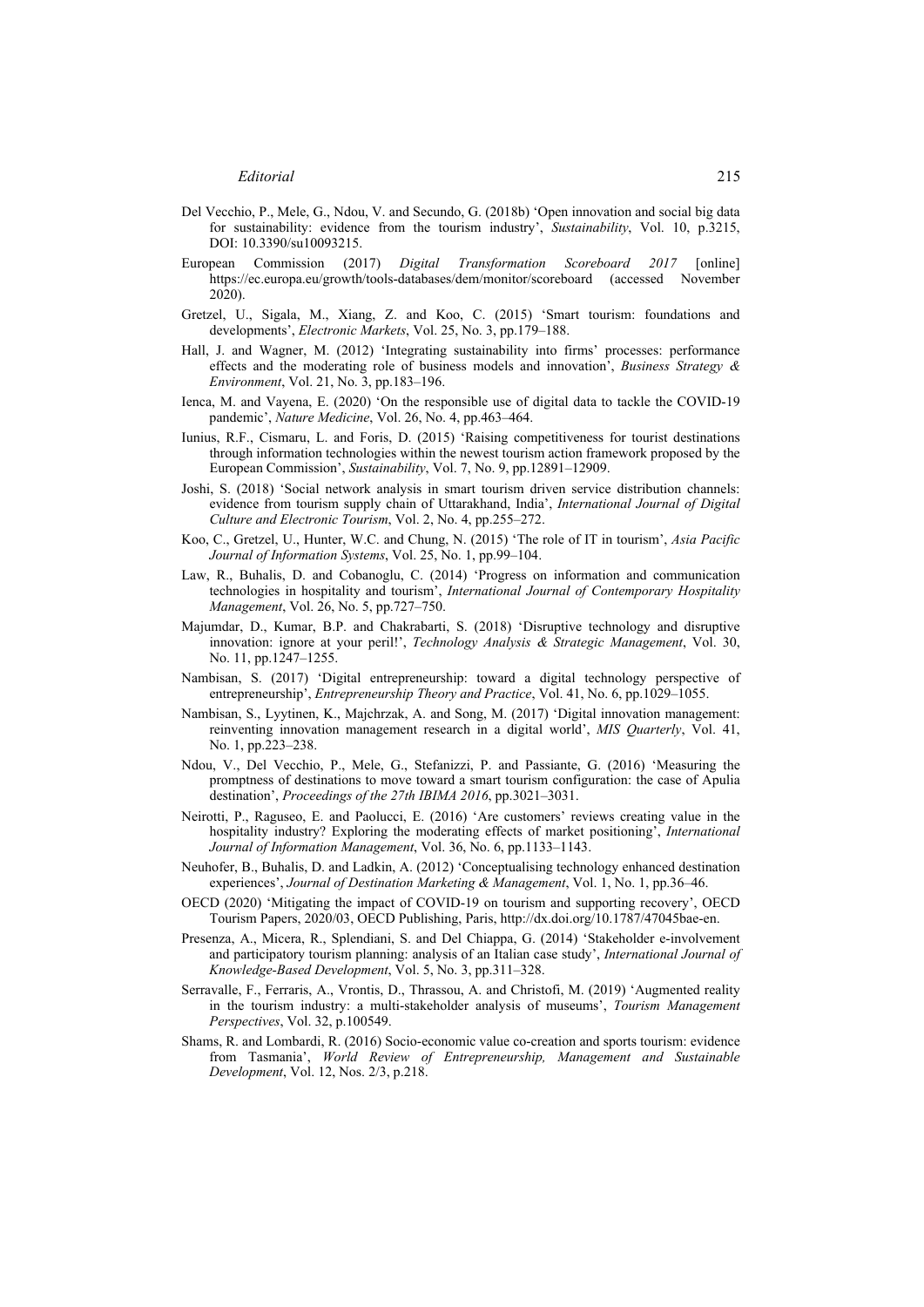Del Vecchio, P., Mele, G., Ndou, V. and Secundo, G. (2018b) 'Open innovation and social big data for sustainability: evidence from the tourism industry', *Sustainability*, Vol. 10, p.3215, DOI: 10.3390/su10093215.

European Commission (2017) *Digital Transformation Scoreboard 2017* [online] https://ec.europa.eu/growth/tools-databases/dem/monitor/scoreboard (accessed November 2020).

Gretzel, U., Sigala, M., Xiang, Z. and Koo, C. (2015) 'Smart tourism: foundations and developments', *Electronic Markets*, Vol. 25, No. 3, pp.179–188.

Hall, J. and Wagner, M. (2012) 'Integrating sustainability into firms' processes: performance effects and the moderating role of business models and innovation', *Business Strategy & Environment*, Vol. 21, No. 3, pp.183–196.

Ienca, M. and Vayena, E. (2020) 'On the responsible use of digital data to tackle the COVID-19 pandemic', *Nature Medicine*, Vol. 26, No. 4, pp.463–464.

Iunius, R.F., Cismaru, L. and Foris, D. (2015) 'Raising competitiveness for tourist destinations through information technologies within the newest tourism action framework proposed by the European Commission', *Sustainability*, Vol. 7, No. 9, pp.12891–12909.

Joshi, S. (2018) 'Social network analysis in smart tourism driven service distribution channels: evidence from tourism supply chain of Uttarakhand, India', *International Journal of Digital Culture and Electronic Tourism*, Vol. 2, No. 4, pp.255–272.

Koo, C., Gretzel, U., Hunter, W.C. and Chung, N. (2015) 'The role of IT in tourism', *Asia Pacific Journal of Information Systems*, Vol. 25, No. 1, pp.99–104.

Law, R., Buhalis, D. and Cobanoglu, C. (2014) 'Progress on information and communication technologies in hospitality and tourism', *International Journal of Contemporary Hospitality Management*, Vol. 26, No. 5, pp.727–750.

Majumdar, D., Kumar, B.P. and Chakrabarti, S. (2018) 'Disruptive technology and disruptive innovation: ignore at your peril!', *Technology Analysis & Strategic Management*, Vol. 30, No. 11, pp.1247–1255.

Nambisan, S. (2017) 'Digital entrepreneurship: toward a digital technology perspective of entrepreneurship', *Entrepreneurship Theory and Practice*, Vol. 41, No. 6, pp.1029–1055.

Nambisan, S., Lyytinen, K., Majchrzak, A. and Song, M. (2017) 'Digital innovation management: reinventing innovation management research in a digital world', *MIS Quarterly*, Vol. 41, No. 1, pp.223–238.

Ndou, V., Del Vecchio, P., Mele, G., Stefanizzi, P. and Passiante, G. (2016) 'Measuring the promptness of destinations to move toward a smart tourism configuration: the case of Apulia destination', *Proceedings of the 27th IBIMA 2016*, pp.3021–3031.

Neirotti, P., Raguseo, E. and Paolucci, E. (2016) 'Are customers' reviews creating value in the hospitality industry? Exploring the moderating effects of market positioning', *International Journal of Information Management*, Vol. 36, No. 6, pp.1133–1143.

Neuhofer, B., Buhalis, D. and Ladkin, A. (2012) 'Conceptualising technology enhanced destination experiences', *Journal of Destination Marketing & Management*, Vol. 1, No. 1, pp.36–46.

OECD (2020) 'Mitigating the impact of COVID-19 on tourism and supporting recovery', OECD Tourism Papers, 2020/03, OECD Publishing, Paris, http://dx.doi.org/10.1787/47045bae-en.

Presenza, A., Micera, R., Splendiani, S. and Del Chiappa, G. (2014) 'Stakeholder e-involvement and participatory tourism planning: analysis of an Italian case study', *International Journal of Knowledge-Based Development*, Vol. 5, No. 3, pp.311–328.

Serravalle, F., Ferraris, A., Vrontis, D., Thrassou, A. and Christofi, M. (2019) 'Augmented reality in the tourism industry: a multi-stakeholder analysis of museums', *Tourism Management Perspectives*, Vol. 32, p.100549.

Shams, R. and Lombardi, R. (2016) Socio-economic value co-creation and sports tourism: evidence from Tasmania', *World Review of Entrepreneurship, Management and Sustainable Development*, Vol. 12, Nos. 2/3, p.218.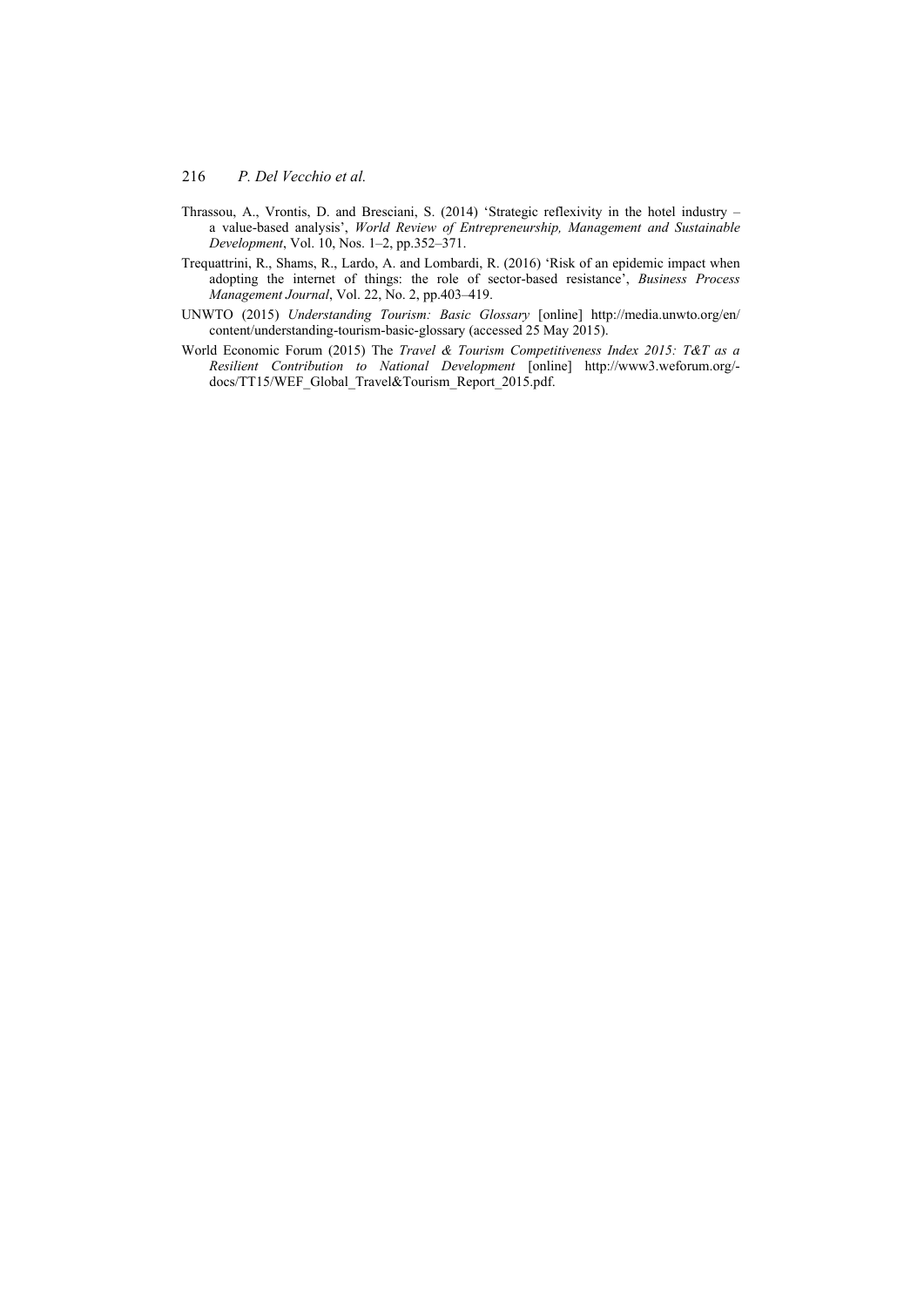Thrassou, A., Vrontis, D. and Bresciani, S. (2014) 'Strategic reflexivity in the hotel industry – a value-based analysis', *World Review of Entrepreneurship, Management and Sustainable Development*, Vol. 10, Nos. 1–2, pp.352–371.

Trequattrini, R., Shams, R., Lardo, A. and Lombardi, R. (2016) 'Risk of an epidemic impact when adopting the internet of things: the role of sector-based resistance', *Business Process Management Journal*, Vol. 22, No. 2, pp.403–419.

UNWTO (2015) *Understanding Tourism: Basic Glossary* [online] http://media.unwto.org/en/content/understanding-tourism-basic-glossary (accessed 25 May 2015).

World Economic Forum (2015) The *Travel & Tourism Competitiveness Index 2015: T&T as a Resilient Contribution to National Development* [online] http://www3.weforum.org/-docs/TT15/WEF_Global_Travel&Tourism_Report_2015.pdf.